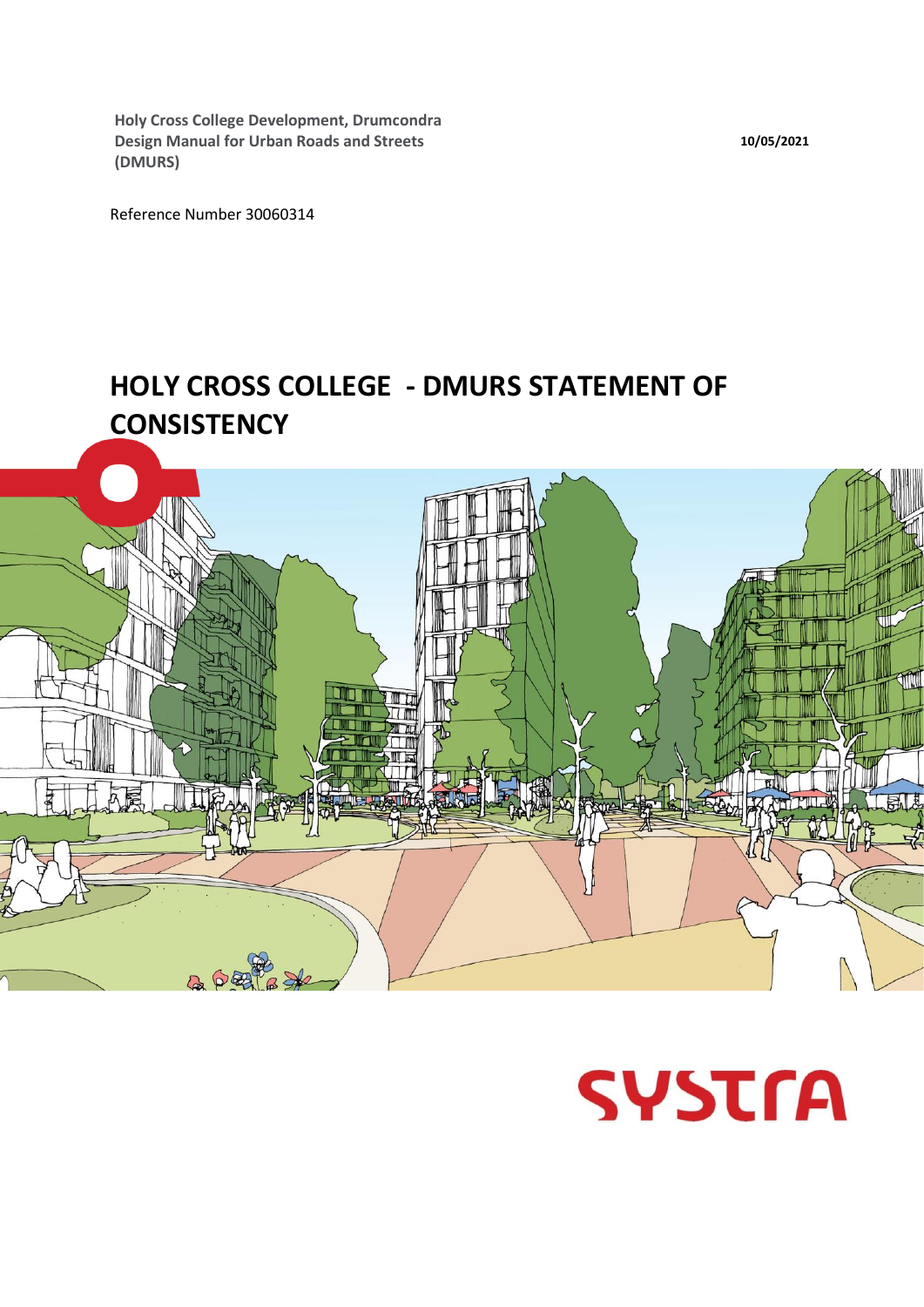**Holy Cross College Development, Drumcondra**
**Design Manual for Urban Roads and Streets (DMURS)**

**10/05/2021**

Reference Number 30060314

# HOLY CROSS COLLEGE - DMURS STATEMENT OF CONSISTENCY

SYSTRA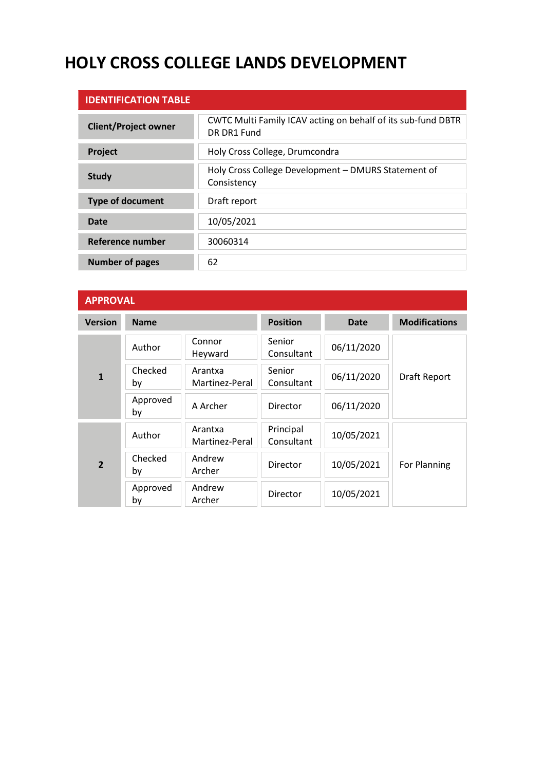# HOLY CROSS COLLEGE LANDS DEVELOPMENT

| IDENTIFICATION TABLE | |
|---|---|
| **Client/Project owner** | CWTC Multi Family ICAV acting on behalf of its sub-fund DBTR DR DR1 Fund |
| **Project** | Holy Cross College, Drumcondra |
| **Study** | Holy Cross College Development – DMURS Statement of Consistency |
| **Type of document** | Draft report |
| **Date** | 10/05/2021 |
| **Reference number** | 30060314 |
| **Number of pages** | 62 |

**APPROVAL**

| Version | Name | | Position | Date | Modifications |
|---|---|---|---|---|---|
| **1** | Author | Connor Heyward | Senior Consultant | 06/11/2020 | Draft Report |
| | Checked by | Arantxa Martinez-Peral | Senior Consultant | 06/11/2020 | |
| | Approved by | A Archer | Director | 06/11/2020 | |
| **2** | Author | Arantxa Martinez-Peral | Principal Consultant | 10/05/2021 | For Planning |
| | Checked by | Andrew Archer | Director | 10/05/2021 | |
| | Approved by | Andrew Archer | Director | 10/05/2021 | |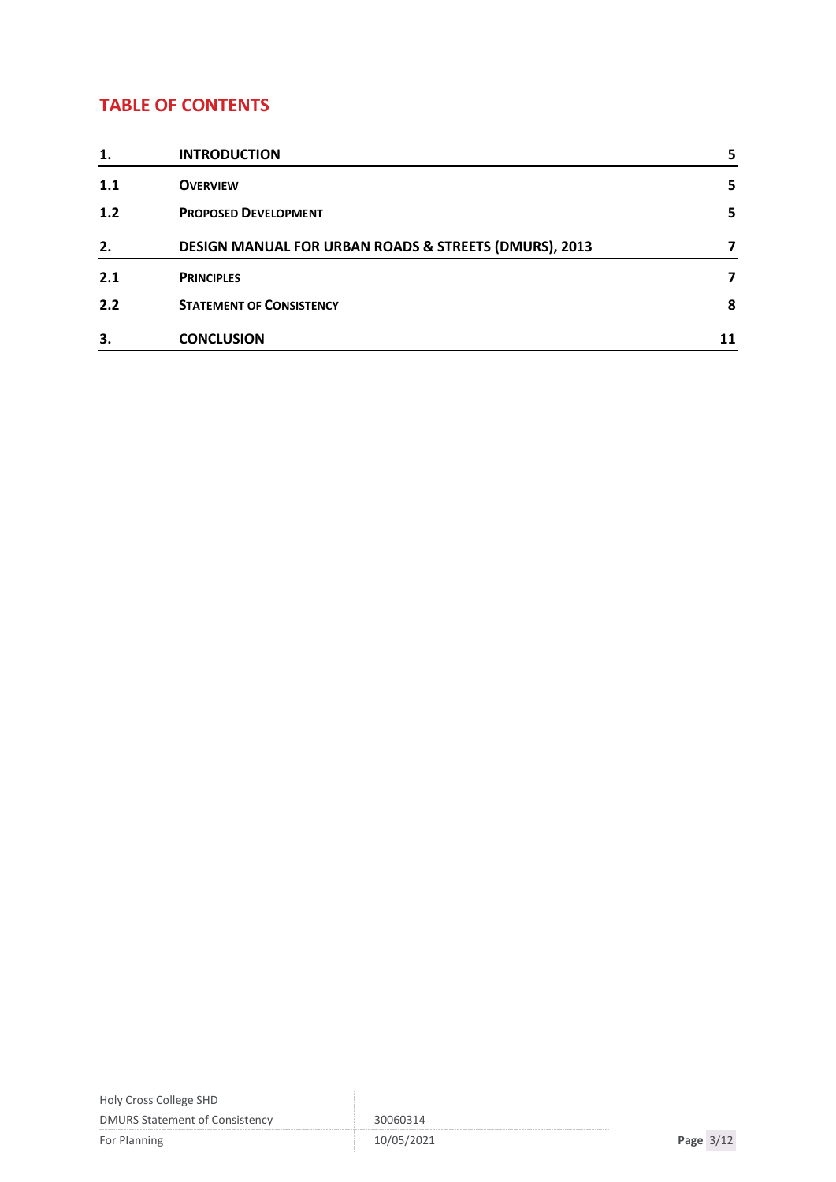## TABLE OF CONTENTS

| | | |
|---|---|---|
| **1.** | **INTRODUCTION** | **5** |
| **1.1** | **OVERVIEW** | **5** |
| **1.2** | **PROPOSED DEVELOPMENT** | **5** |
| **2.** | **DESIGN MANUAL FOR URBAN ROADS & STREETS (DMURS), 2013** | **7** |
| **2.1** | **PRINCIPLES** | **7** |
| **2.2** | **STATEMENT OF CONSISTENCY** | **8** |
| **3.** | **CONCLUSION** | **11** |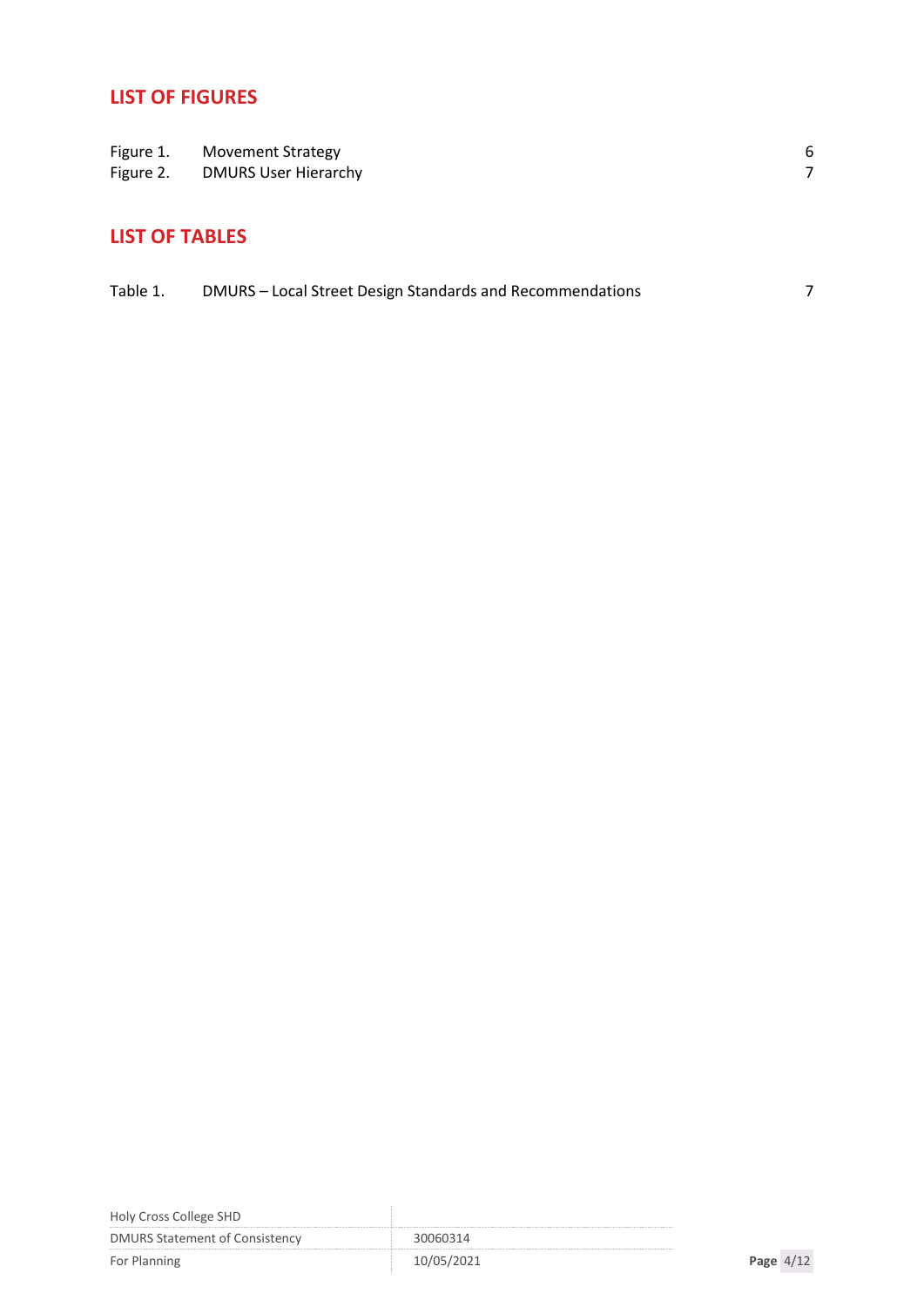## LIST OF FIGURES

| | | |
|---|---|---|
| Figure 1. | Movement Strategy | 6 |
| Figure 2. | DMURS User Hierarchy | 7 |

## LIST OF TABLES

| | | |
|---|---|---|
| Table 1. | DMURS – Local Street Design Standards and Recommendations | 7 |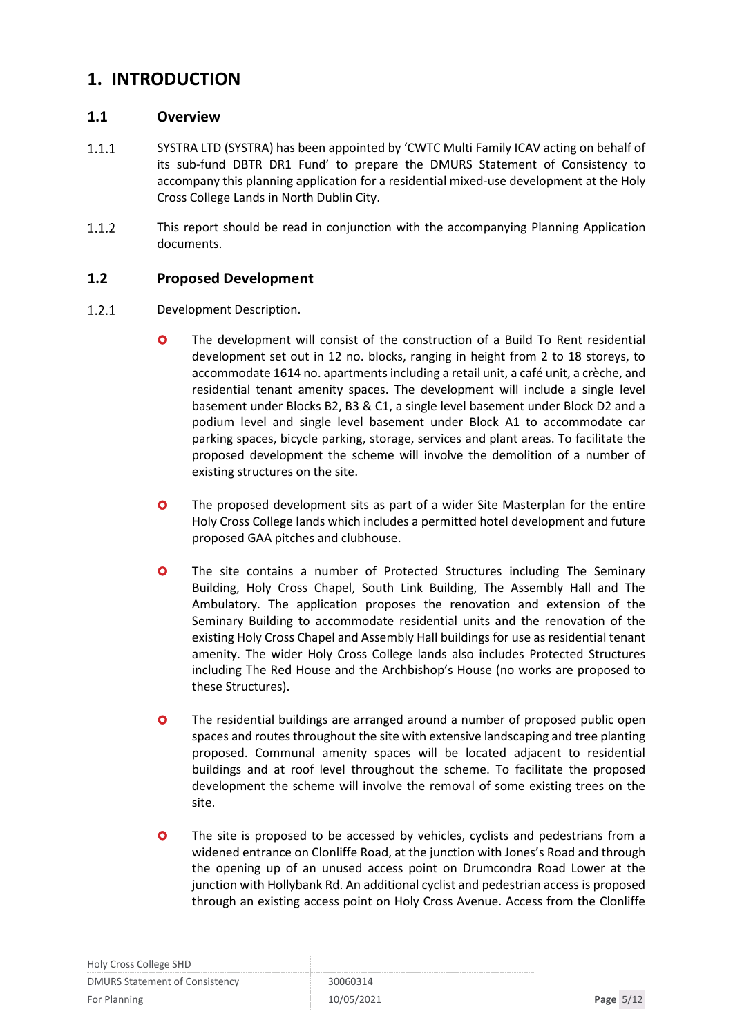# 1. INTRODUCTION

## 1.1 Overview

1.1.1 SYSTRA LTD (SYSTRA) has been appointed by 'CWTC Multi Family ICAV acting on behalf of its sub-fund DBTR DR1 Fund' to prepare the DMURS Statement of Consistency to accompany this planning application for a residential mixed-use development at the Holy Cross College Lands in North Dublin City.

1.1.2 This report should be read in conjunction with the accompanying Planning Application documents.

## 1.2 Proposed Development

1.2.1 Development Description.

- The development will consist of the construction of a Build To Rent residential development set out in 12 no. blocks, ranging in height from 2 to 18 storeys, to accommodate 1614 no. apartments including a retail unit, a café unit, a crèche, and residential tenant amenity spaces. The development will include a single level basement under Blocks B2, B3 & C1, a single level basement under Block D2 and a podium level and single level basement under Block A1 to accommodate car parking spaces, bicycle parking, storage, services and plant areas. To facilitate the proposed development the scheme will involve the demolition of a number of existing structures on the site.

- The proposed development sits as part of a wider Site Masterplan for the entire Holy Cross College lands which includes a permitted hotel development and future proposed GAA pitches and clubhouse.

- The site contains a number of Protected Structures including The Seminary Building, Holy Cross Chapel, South Link Building, The Assembly Hall and The Ambulatory. The application proposes the renovation and extension of the Seminary Building to accommodate residential units and the renovation of the existing Holy Cross Chapel and Assembly Hall buildings for use as residential tenant amenity. The wider Holy Cross College lands also includes Protected Structures including The Red House and the Archbishop's House (no works are proposed to these Structures).

- The residential buildings are arranged around a number of proposed public open spaces and routes throughout the site with extensive landscaping and tree planting proposed. Communal amenity spaces will be located adjacent to residential buildings and at roof level throughout the scheme. To facilitate the proposed development the scheme will involve the removal of some existing trees on the site.

- The site is proposed to be accessed by vehicles, cyclists and pedestrians from a widened entrance on Clonliffe Road, at the junction with Jones's Road and through the opening up of an unused access point on Drumcondra Road Lower at the junction with Hollybank Rd. An additional cyclist and pedestrian access is proposed through an existing access point on Holy Cross Avenue. Access from the Clonliffe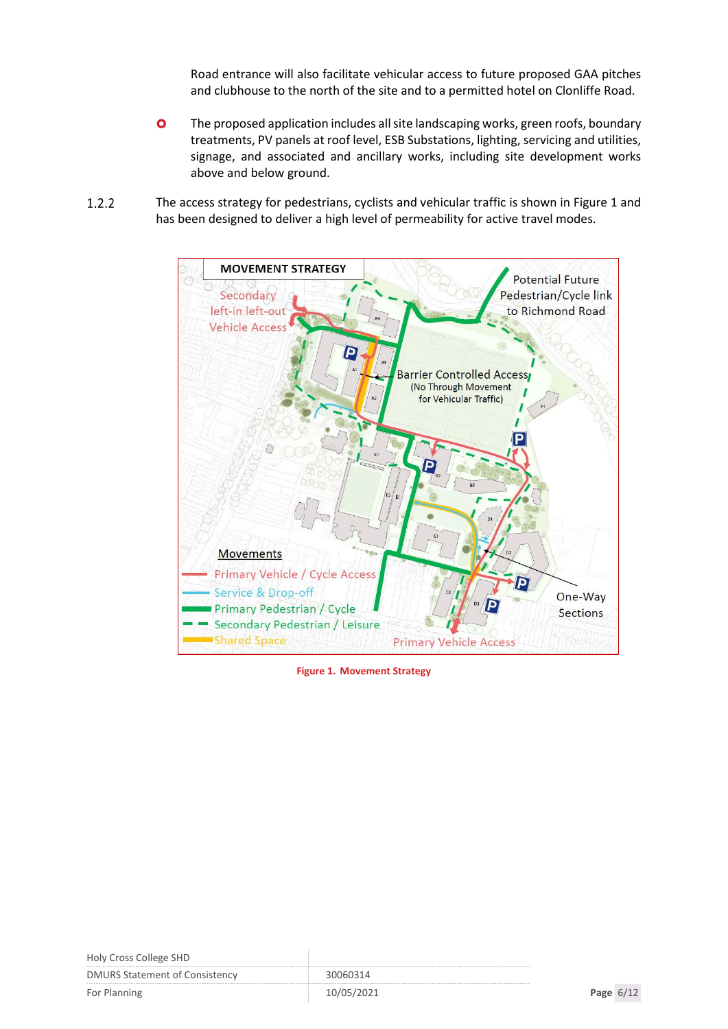Road entrance will also facilitate vehicular access to future proposed GAA pitches and clubhouse to the north of the site and to a permitted hotel on Clonliffe Road.

- The proposed application includes all site landscaping works, green roofs, boundary treatments, PV panels at roof level, ESB Substations, lighting, servicing and utilities, signage, and associated and ancillary works, including site development works above and below ground.

1.2.2 The access strategy for pedestrians, cyclists and vehicular traffic is shown in Figure 1 and has been designed to deliver a high level of permeability for active travel modes.

**Figure 1. Movement Strategy**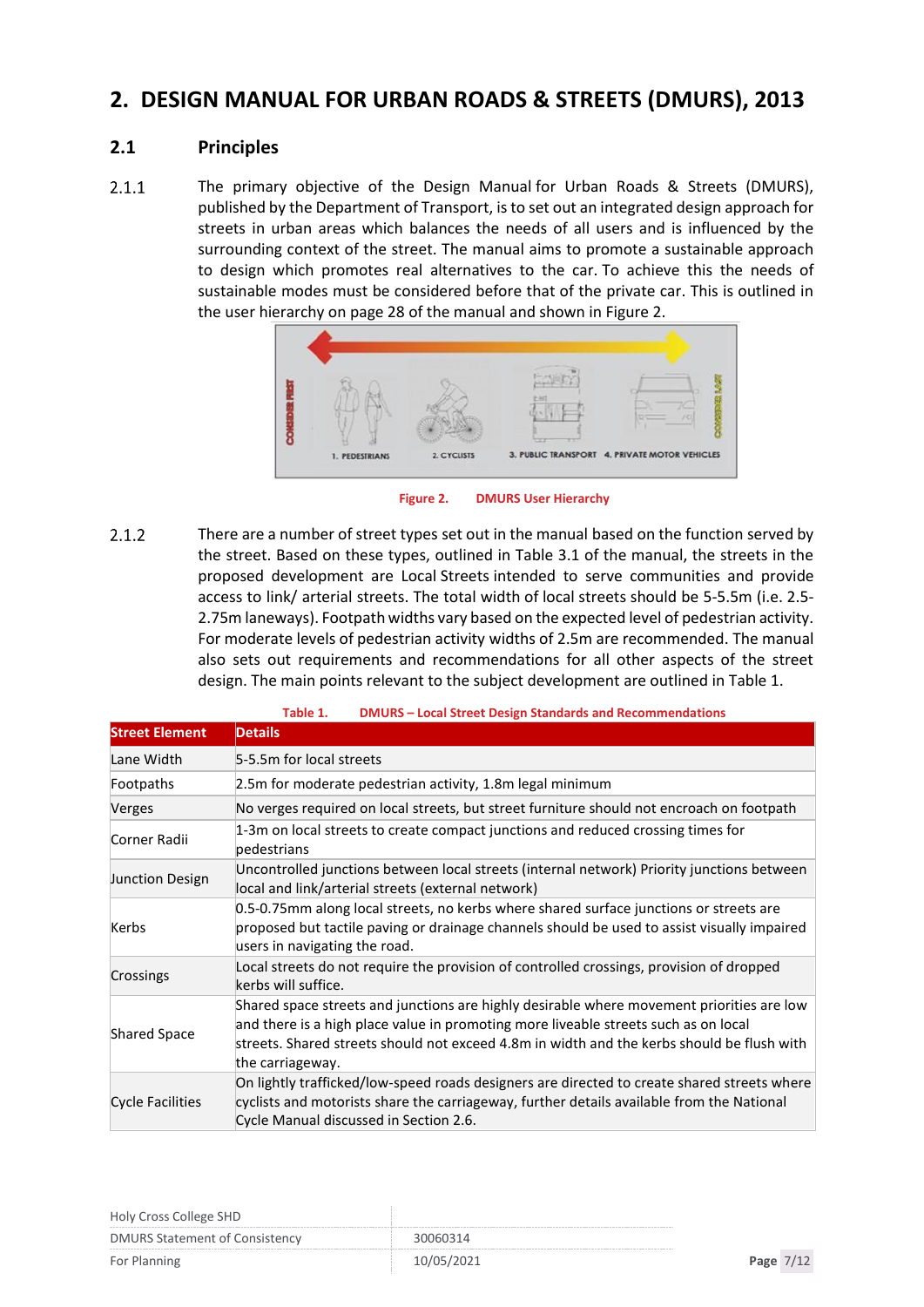# 2. DESIGN MANUAL FOR URBAN ROADS & STREETS (DMURS), 2013

## 2.1 Principles

2.1.1 The primary objective of the Design Manual for Urban Roads & Streets (DMURS), published by the Department of Transport, is to set out an integrated design approach for streets in urban areas which balances the needs of all users and is influenced by the surrounding context of the street. The manual aims to promote a sustainable approach to design which promotes real alternatives to the car. To achieve this the needs of sustainable modes must be considered before that of the private car. This is outlined in the user hierarchy on page 28 of the manual and shown in Figure 2.

Figure 2. DMURS User Hierarchy

2.1.2 There are a number of street types set out in the manual based on the function served by the street. Based on these types, outlined in Table 3.1 of the manual, the streets in the proposed development are Local Streets intended to serve communities and provide access to link/ arterial streets. The total width of local streets should be 5-5.5m (i.e. 2.5-2.75m laneways). Footpath widths vary based on the expected level of pedestrian activity. For moderate levels of pedestrian activity widths of 2.5m are recommended. The manual also sets out requirements and recommendations for all other aspects of the street design. The main points relevant to the subject development are outlined in Table 1.

Table 1. DMURS – Local Street Design Standards and Recommendations

| Street Element | Details |
|---|---|
| Lane Width | 5-5.5m for local streets |
| Footpaths | 2.5m for moderate pedestrian activity, 1.8m legal minimum |
| Verges | No verges required on local streets, but street furniture should not encroach on footpath |
| Corner Radii | 1-3m on local streets to create compact junctions and reduced crossing times for pedestrians |
| Junction Design | Uncontrolled junctions between local streets (internal network) Priority junctions between local and link/arterial streets (external network) |
| Kerbs | 0.5-0.75mm along local streets, no kerbs where shared surface junctions or streets are proposed but tactile paving or drainage channels should be used to assist visually impaired users in navigating the road. |
| Crossings | Local streets do not require the provision of controlled crossings, provision of dropped kerbs will suffice. |
| Shared Space | Shared space streets and junctions are highly desirable where movement priorities are low and there is a high place value in promoting more liveable streets such as on local streets. Shared streets should not exceed 4.8m in width and the kerbs should be flush with the carriageway. |
| Cycle Facilities | On lightly trafficked/low-speed roads designers are directed to create shared streets where cyclists and motorists share the carriageway, further details available from the National Cycle Manual discussed in Section 2.6. |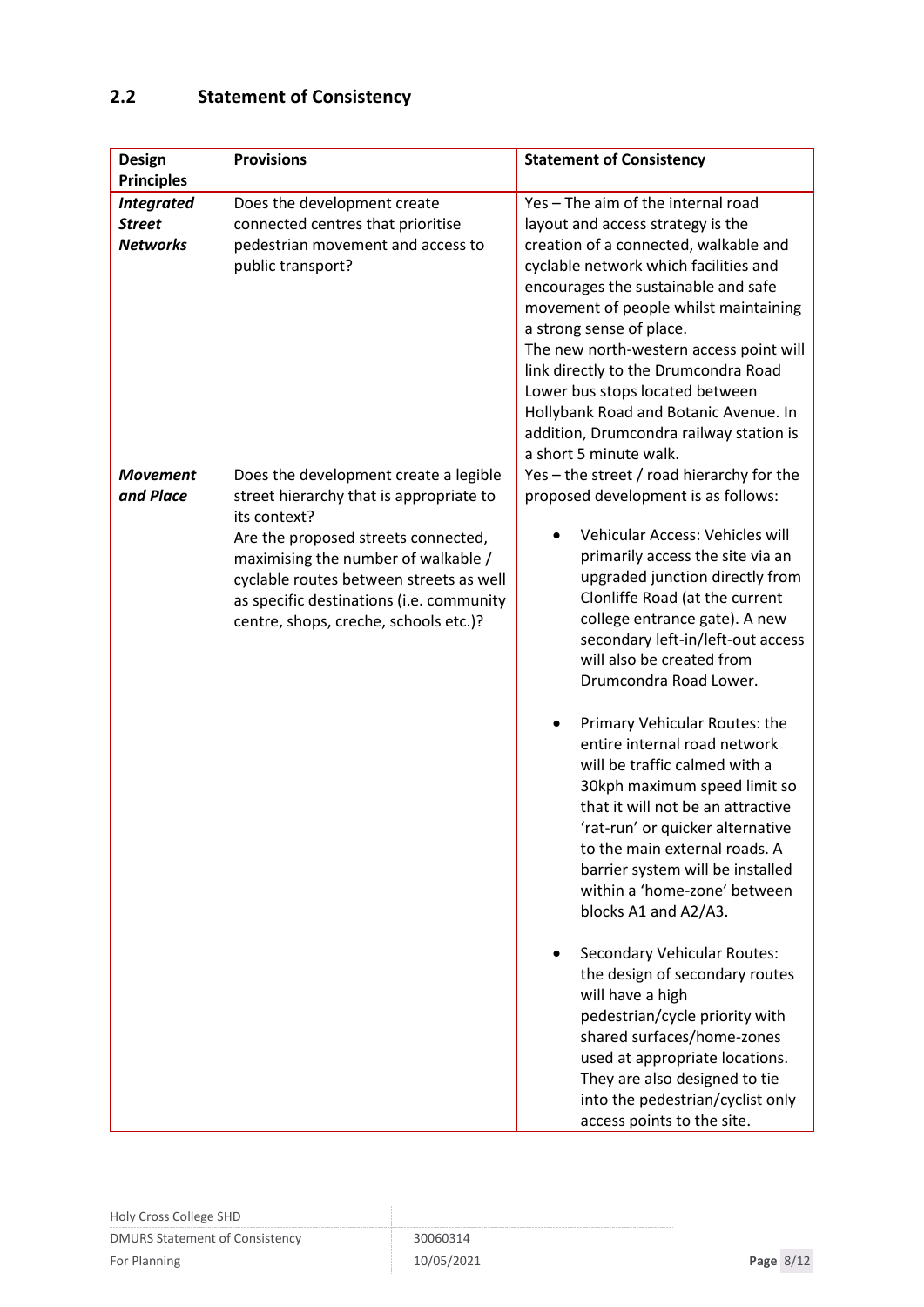## 2.2 Statement of Consistency

| Design Principles | Provisions | Statement of Consistency |
|---|---|---|
| ***Integrated Street Networks*** | Does the development create connected centres that prioritise pedestrian movement and access to public transport? | Yes – The aim of the internal road layout and access strategy is the creation of a connected, walkable and cyclable network which facilities and encourages the sustainable and safe movement of people whilst maintaining a strong sense of place.<br>The new north-western access point will link directly to the Drumcondra Road Lower bus stops located between Hollybank Road and Botanic Avenue. In addition, Drumcondra railway station is a short 5 minute walk. |
| ***Movement and Place*** | Does the development create a legible street hierarchy that is appropriate to its context?<br>Are the proposed streets connected, maximising the number of walkable / cyclable routes between streets as well as specific destinations (i.e. community centre, shops, creche, schools etc.)? | Yes – the street / road hierarchy for the proposed development is as follows:<br>• Vehicular Access: Vehicles will primarily access the site via an upgraded junction directly from Clonliffe Road (at the current college entrance gate). A new secondary left-in/left-out access will also be created from Drumcondra Road Lower.<br>• Primary Vehicular Routes: the entire internal road network will be traffic calmed with a 30kph maximum speed limit so that it will not be an attractive 'rat-run' or quicker alternative to the main external roads. A barrier system will be installed within a 'home-zone' between blocks A1 and A2/A3.<br>• Secondary Vehicular Routes: the design of secondary routes will have a high pedestrian/cycle priority with shared surfaces/home-zones used at appropriate locations. They are also designed to tie into the pedestrian/cyclist only access points to the site. |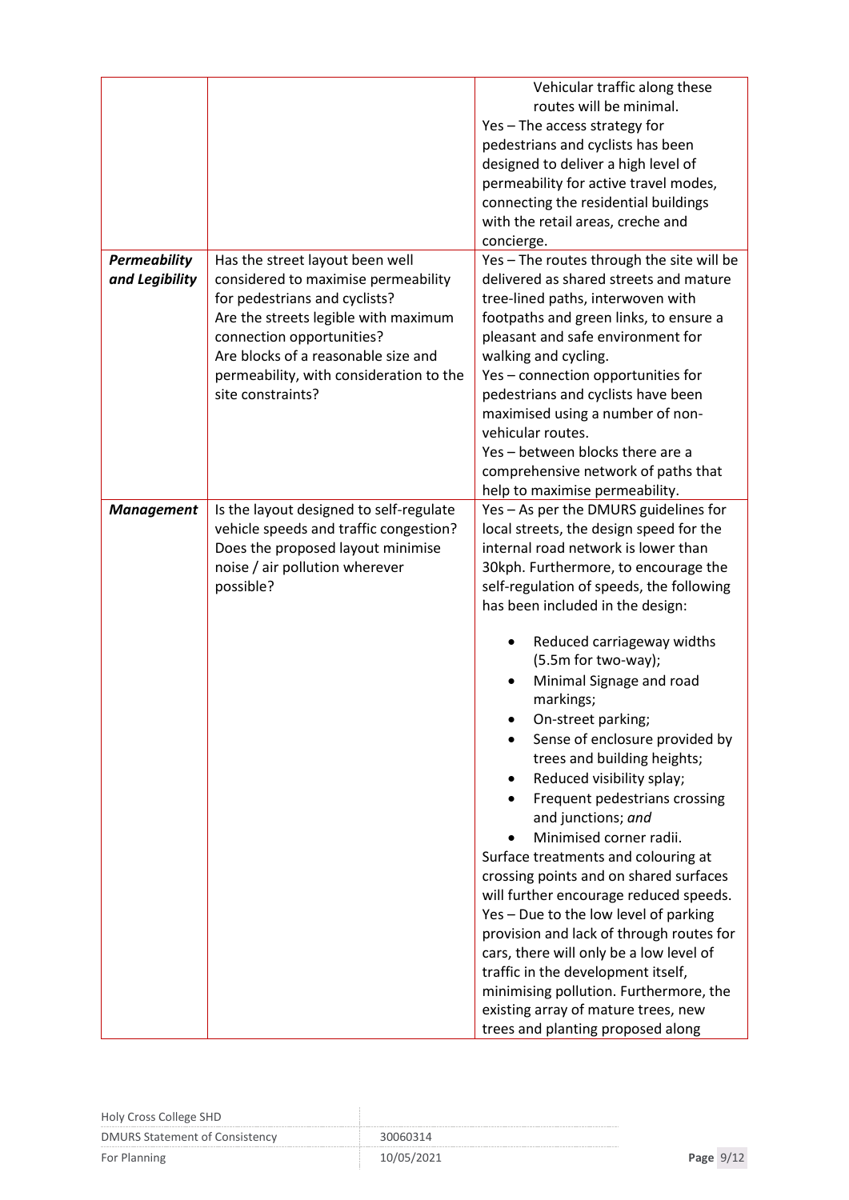| | | |
|---|---|---|
| | | Vehicular traffic along these routes will be minimal.<br>Yes – The access strategy for pedestrians and cyclists has been designed to deliver a high level of permeability for active travel modes, connecting the residential buildings with the retail areas, creche and concierge. |
| ***Permeability and Legibility*** | Has the street layout been well considered to maximise permeability for pedestrians and cyclists?<br>Are the streets legible with maximum connection opportunities?<br>Are blocks of a reasonable size and permeability, with consideration to the site constraints? | Yes – The routes through the site will be delivered as shared streets and mature tree-lined paths, interwoven with footpaths and green links, to ensure a pleasant and safe environment for walking and cycling.<br>Yes – connection opportunities for pedestrians and cyclists have been maximised using a number of non-vehicular routes.<br>Yes – between blocks there are a comprehensive network of paths that help to maximise permeability. |
| ***Management*** | Is the layout designed to self-regulate vehicle speeds and traffic congestion?<br>Does the proposed layout minimise noise / air pollution wherever possible? | Yes – As per the DMURS guidelines for local streets, the design speed for the internal road network is lower than 30kph. Furthermore, to encourage the self-regulation of speeds, the following has been included in the design:<br>• Reduced carriageway widths (5.5m for two-way);<br>• Minimal Signage and road markings;<br>• On-street parking;<br>• Sense of enclosure provided by trees and building heights;<br>• Reduced visibility splay;<br>• Frequent pedestrians crossing and junctions; *and*<br>• Minimised corner radii.<br>Surface treatments and colouring at crossing points and on shared surfaces will further encourage reduced speeds.<br>Yes – Due to the low level of parking provision and lack of through routes for cars, there will only be a low level of traffic in the development itself, minimising pollution. Furthermore, the existing array of mature trees, new trees and planting proposed along |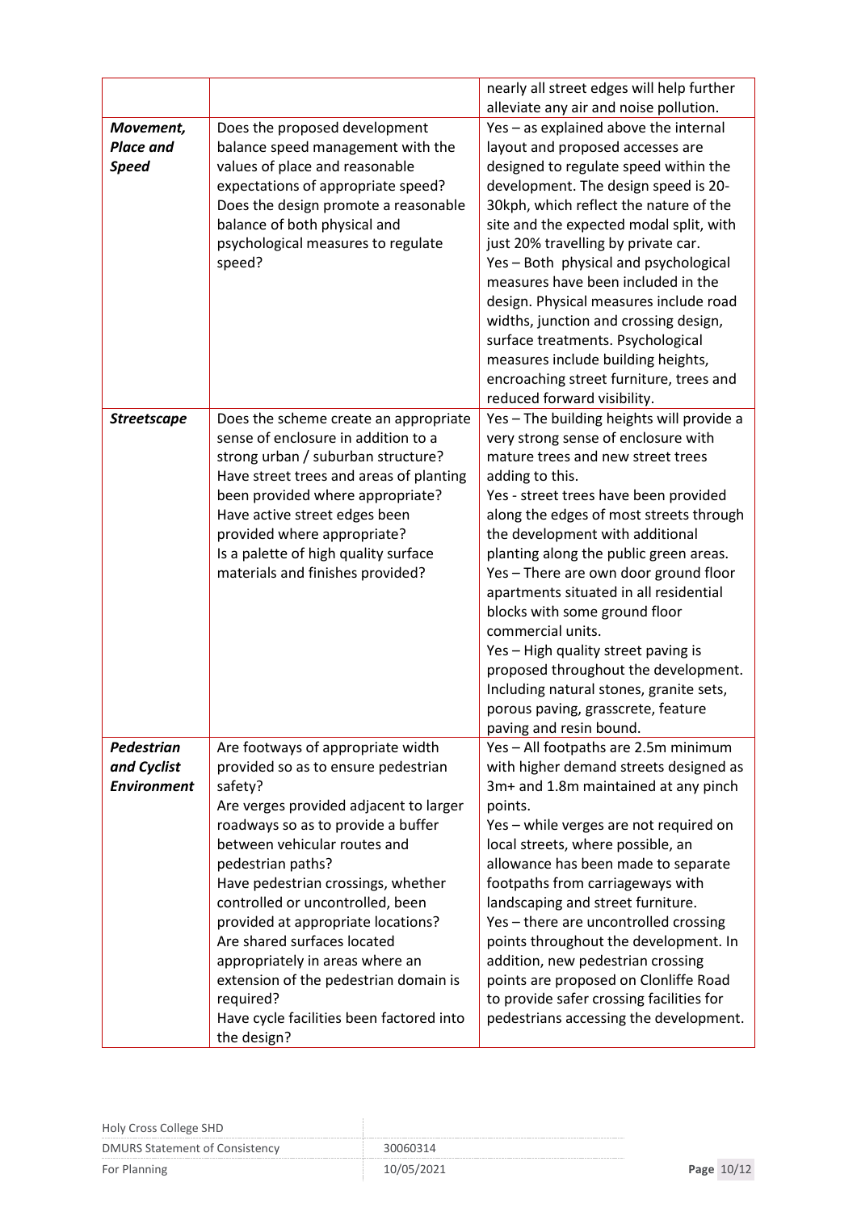| | | |
|---|---|---|
| | | nearly all street edges will help further alleviate any air and noise pollution. |
| ***Movement, Place and Speed*** | Does the proposed development balance speed management with the values of place and reasonable expectations of appropriate speed?<br>Does the design promote a reasonable balance of both physical and psychological measures to regulate speed? | Yes – as explained above the internal layout and proposed accesses are designed to regulate speed within the development. The design speed is 20-30kph, which reflect the nature of the site and the expected modal split, with just 20% travelling by private car.<br>Yes – Both physical and psychological measures have been included in the design. Physical measures include road widths, junction and crossing design, surface treatments. Psychological measures include building heights, encroaching street furniture, trees and reduced forward visibility. |
| ***Streetscape*** | Does the scheme create an appropriate sense of enclosure in addition to a strong urban / suburban structure?<br>Have street trees and areas of planting been provided where appropriate?<br>Have active street edges been provided where appropriate?<br>Is a palette of high quality surface materials and finishes provided? | Yes – The building heights will provide a very strong sense of enclosure with mature trees and new street trees adding to this.<br>Yes - street trees have been provided along the edges of most streets through the development with additional planting along the public green areas.<br>Yes – There are own door ground floor apartments situated in all residential blocks with some ground floor commercial units.<br>Yes – High quality street paving is proposed throughout the development. Including natural stones, granite sets, porous paving, grasscrete, feature paving and resin bound. |
| ***Pedestrian and Cyclist Environment*** | Are footways of appropriate width provided so as to ensure pedestrian safety?<br>Are verges provided adjacent to larger roadways so as to provide a buffer between vehicular routes and pedestrian paths?<br>Have pedestrian crossings, whether controlled or uncontrolled, been provided at appropriate locations?<br>Are shared surfaces located appropriately in areas where an extension of the pedestrian domain is required?<br>Have cycle facilities been factored into the design? | Yes – All footpaths are 2.5m minimum with higher demand streets designed as 3m+ and 1.8m maintained at any pinch points.<br>Yes – while verges are not required on local streets, where possible, an allowance has been made to separate footpaths from carriageways with landscaping and street furniture.<br>Yes – there are uncontrolled crossing points throughout the development. In addition, new pedestrian crossing points are proposed on Clonliffe Road to provide safer crossing facilities for pedestrians accessing the development. |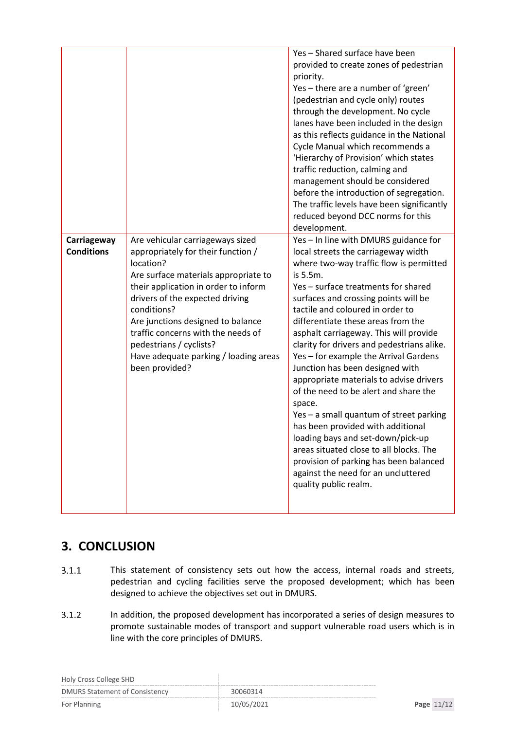|  |  |  |
|---|---|---|
|  |  | Yes – Shared surface have been provided to create zones of pedestrian priority.<br>Yes – there are a number of 'green' (pedestrian and cycle only) routes through the development. No cycle lanes have been included in the design as this reflects guidance in the National Cycle Manual which recommends a 'Hierarchy of Provision' which states traffic reduction, calming and management should be considered before the introduction of segregation. The traffic levels have been significantly reduced beyond DCC norms for this development. |
| **Carriageway Conditions** | Are vehicular carriageways sized appropriately for their function / location?<br>Are surface materials appropriate to their application in order to inform drivers of the expected driving conditions?<br>Are junctions designed to balance traffic concerns with the needs of pedestrians / cyclists?<br>Have adequate parking / loading areas been provided? | Yes – In line with DMURS guidance for local streets the carriageway width where two-way traffic flow is permitted is 5.5m.<br>Yes – surface treatments for shared surfaces and crossing points will be tactile and coloured in order to differentiate these areas from the asphalt carriageway. This will provide clarity for drivers and pedestrians alike.<br>Yes – for example the Arrival Gardens Junction has been designed with appropriate materials to advise drivers of the need to be alert and share the space.<br>Yes – a small quantum of street parking has been provided with additional loading bays and set-down/pick-up areas situated close to all blocks. The provision of parking has been balanced against the need for an uncluttered quality public realm. |

# 3. CONCLUSION

3.1.1 This statement of consistency sets out how the access, internal roads and streets, pedestrian and cycling facilities serve the proposed development; which has been designed to achieve the objectives set out in DMURS.

3.1.2 In addition, the proposed development has incorporated a series of design measures to promote sustainable modes of transport and support vulnerable road users which is in line with the core principles of DMURS.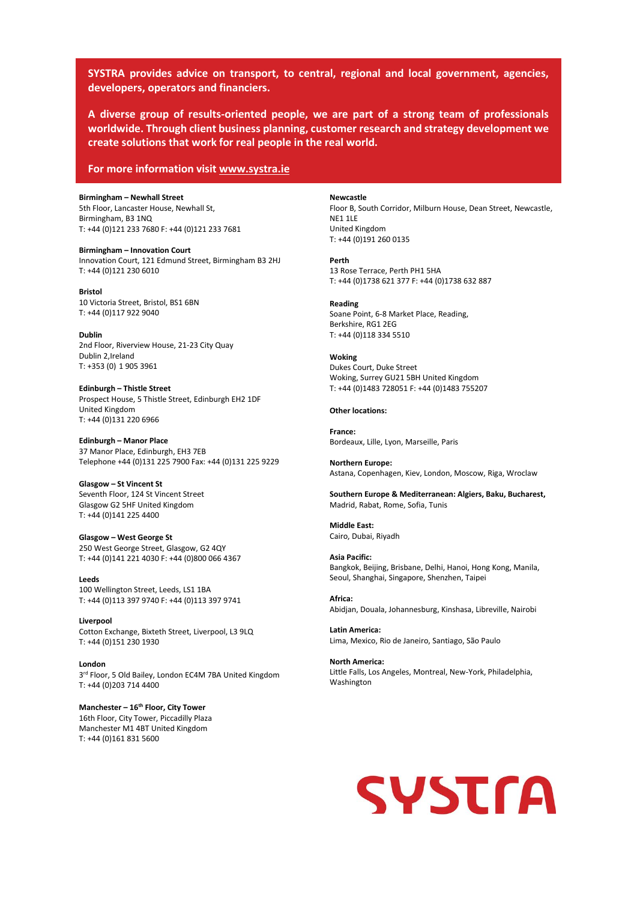**SYSTRA provides advice on transport, to central, regional and local government, agencies, developers, operators and financiers.**

**A diverse group of results-oriented people, we are part of a strong team of professionals worldwide. Through client business planning, customer research and strategy development we create solutions that work for real people in the real world.**

**For more information visit www.systra.ie**

**Birmingham – Newhall Street**
5th Floor, Lancaster House, Newhall St,
Birmingham, B3 1NQ
T: +44 (0)121 233 7680 F: +44 (0)121 233 7681

**Birmingham – Innovation Court**
Innovation Court, 121 Edmund Street, Birmingham B3 2HJ
T: +44 (0)121 230 6010

**Bristol**
10 Victoria Street, Bristol, BS1 6BN
T: +44 (0)117 922 9040

**Dublin**
2nd Floor, Riverview House, 21-23 City Quay
Dublin 2,Ireland
T: +353 (0) 1 905 3961

**Edinburgh – Thistle Street**
Prospect House, 5 Thistle Street, Edinburgh EH2 1DF
United Kingdom
T: +44 (0)131 220 6966

**Edinburgh – Manor Place**
37 Manor Place, Edinburgh, EH3 7EB
Telephone +44 (0)131 225 7900 Fax: +44 (0)131 225 9229

**Glasgow – St Vincent St**
Seventh Floor, 124 St Vincent Street
Glasgow G2 5HF United Kingdom
T: +44 (0)141 225 4400

**Glasgow – West George St**
250 West George Street, Glasgow, G2 4QY
T: +44 (0)141 221 4030 F: +44 (0)800 066 4367

**Leeds**
100 Wellington Street, Leeds, LS1 1BA
T: +44 (0)113 397 9740 F: +44 (0)113 397 9741

**Liverpool**
Cotton Exchange, Bixteth Street, Liverpool, L3 9LQ
T: +44 (0)151 230 1930

**London**
3rd Floor, 5 Old Bailey, London EC4M 7BA United Kingdom
T: +44 (0)203 714 4400

**Manchester – 16th Floor, City Tower**
16th Floor, City Tower, Piccadilly Plaza
Manchester M1 4BT United Kingdom
T: +44 (0)161 831 5600

**Newcastle**
Floor B, South Corridor, Milburn House, Dean Street, Newcastle, NE1 1LE
United Kingdom
T: +44 (0)191 260 0135

**Perth**
13 Rose Terrace, Perth PH1 5HA
T: +44 (0)1738 621 377 F: +44 (0)1738 632 887

**Reading**
Soane Point, 6-8 Market Place, Reading,
Berkshire, RG1 2EG
T: +44 (0)118 334 5510

**Woking**
Dukes Court, Duke Street
Woking, Surrey GU21 5BH United Kingdom
T: +44 (0)1483 728051 F: +44 (0)1483 755207

**Other locations:**

**France:**
Bordeaux, Lille, Lyon, Marseille, Paris

**Northern Europe:**
Astana, Copenhagen, Kiev, London, Moscow, Riga, Wroclaw

**Southern Europe & Mediterranean: Algiers, Baku, Bucharest,**
Madrid, Rabat, Rome, Sofia, Tunis

**Middle East:**
Cairo, Dubai, Riyadh

**Asia Pacific:**
Bangkok, Beijing, Brisbane, Delhi, Hanoi, Hong Kong, Manila, Seoul, Shanghai, Singapore, Shenzhen, Taipei

**Africa:**
Abidjan, Douala, Johannesburg, Kinshasa, Libreville, Nairobi

**Latin America:**
Lima, Mexico, Rio de Janeiro, Santiago, São Paulo

**North America:**
Little Falls, Los Angeles, Montreal, New-York, Philadelphia, Washington

SYSTRA